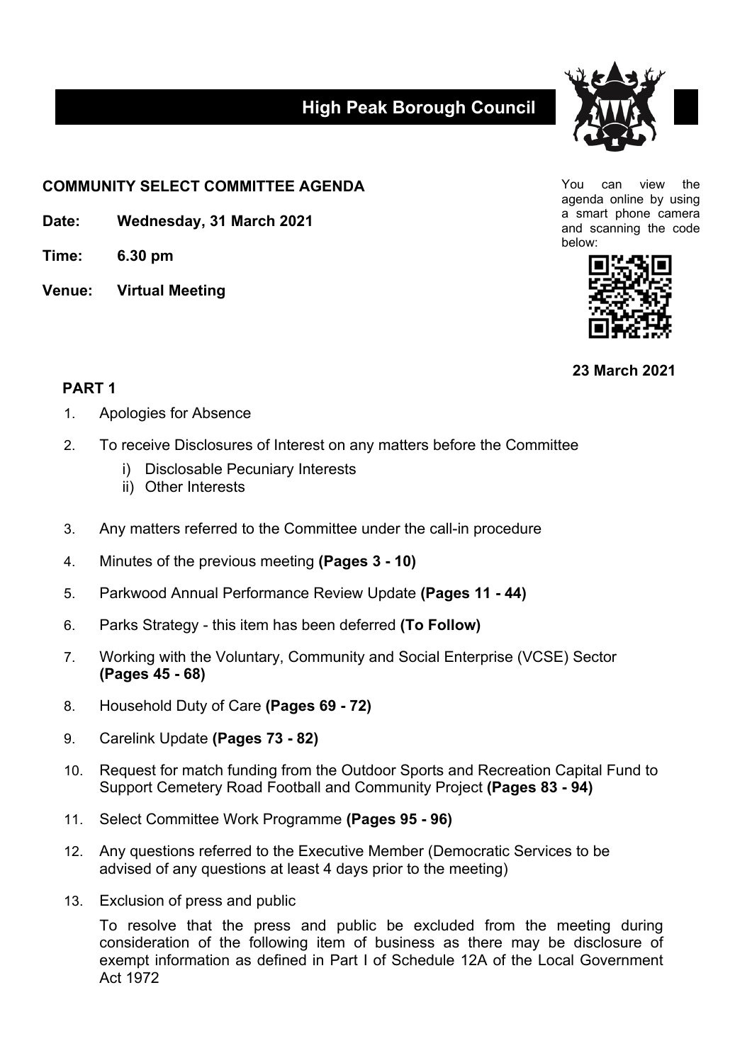# High Peak Borough Council

## COMMUNITY SELECT COMMITTEE AGENDA

You can view the agenda online by using a smart phone camera and scanning the code below:

**Date:** **Wednesday, 31 March 2021**

**Time:** **6.30 pm**

**Venue:** **Virtual Meeting**

**23 March 2021**

### PART 1

1. Apologies for Absence
2. To receive Disclosures of Interest on any matters before the Committee
   i) Disclosable Pecuniary Interests
   ii) Other Interests
3. Any matters referred to the Committee under the call-in procedure
4. Minutes of the previous meeting **(Pages 3 - 10)**
5. Parkwood Annual Performance Review Update **(Pages 11 - 44)**
6. Parks Strategy - this item has been deferred **(To Follow)**
7. Working with the Voluntary, Community and Social Enterprise (VCSE) Sector **(Pages 45 - 68)**
8. Household Duty of Care **(Pages 69 - 72)**
9. Carelink Update **(Pages 73 - 82)**
10. Request for match funding from the Outdoor Sports and Recreation Capital Fund to Support Cemetery Road Football and Community Project **(Pages 83 - 94)**
11. Select Committee Work Programme **(Pages 95 - 96)**
12. Any questions referred to the Executive Member (Democratic Services to be advised of any questions at least 4 days prior to the meeting)
13. Exclusion of press and public

    To resolve that the press and public be excluded from the meeting during consideration of the following item of business as there may be disclosure of exempt information as defined in Part I of Schedule 12A of the Local Government Act 1972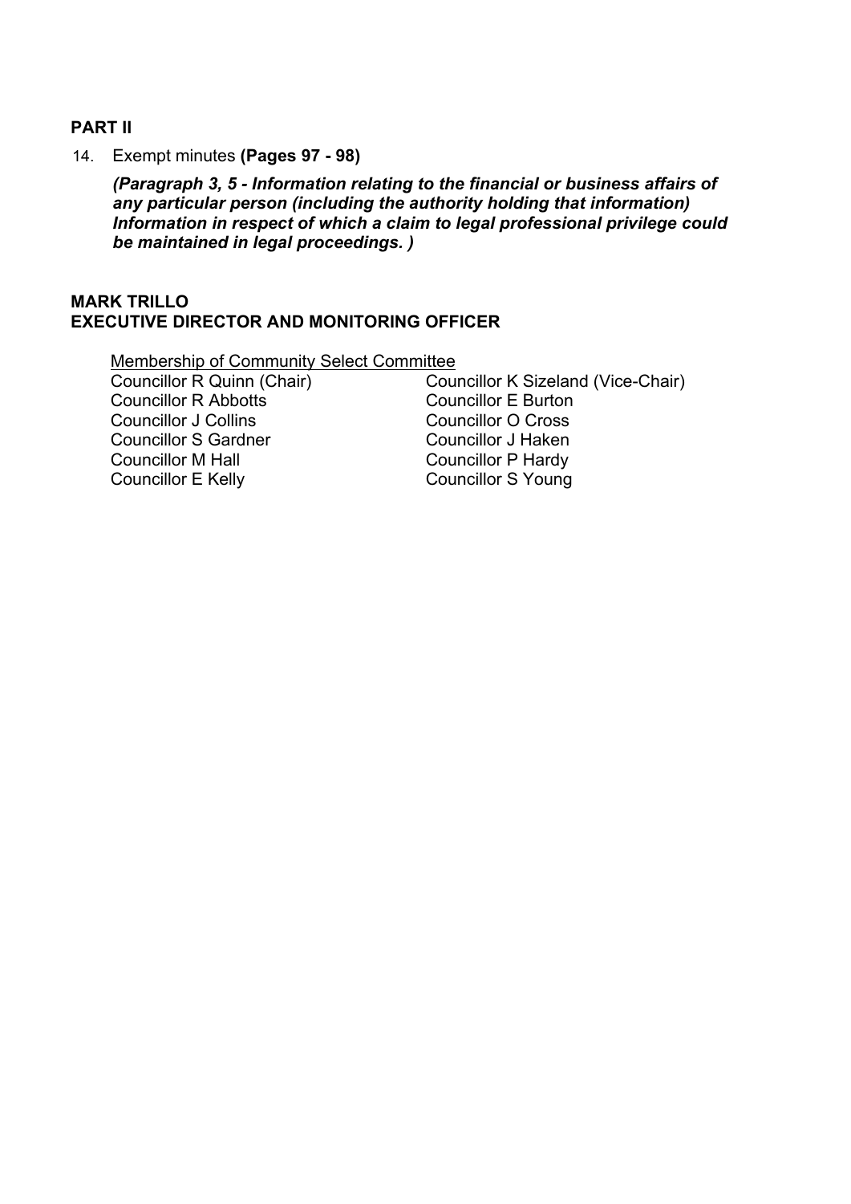## PART II

14. Exempt minutes **(Pages 97 - 98)**

    ***(Paragraph 3, 5 - Information relating to the financial or business affairs of any particular person (including the authority holding that information) Information in respect of which a claim to legal professional privilege could be maintained in legal proceedings. )***

**MARK TRILLO**
**EXECUTIVE DIRECTOR AND MONITORING OFFICER**

Membership of Community Select Committee

| | |
|---|---|
| Councillor R Quinn (Chair) | Councillor K Sizeland (Vice-Chair) |
| Councillor R Abbotts | Councillor E Burton |
| Councillor J Collins | Councillor O Cross |
| Councillor S Gardner | Councillor J Haken |
| Councillor M Hall | Councillor P Hardy |
| Councillor E Kelly | Councillor S Young |